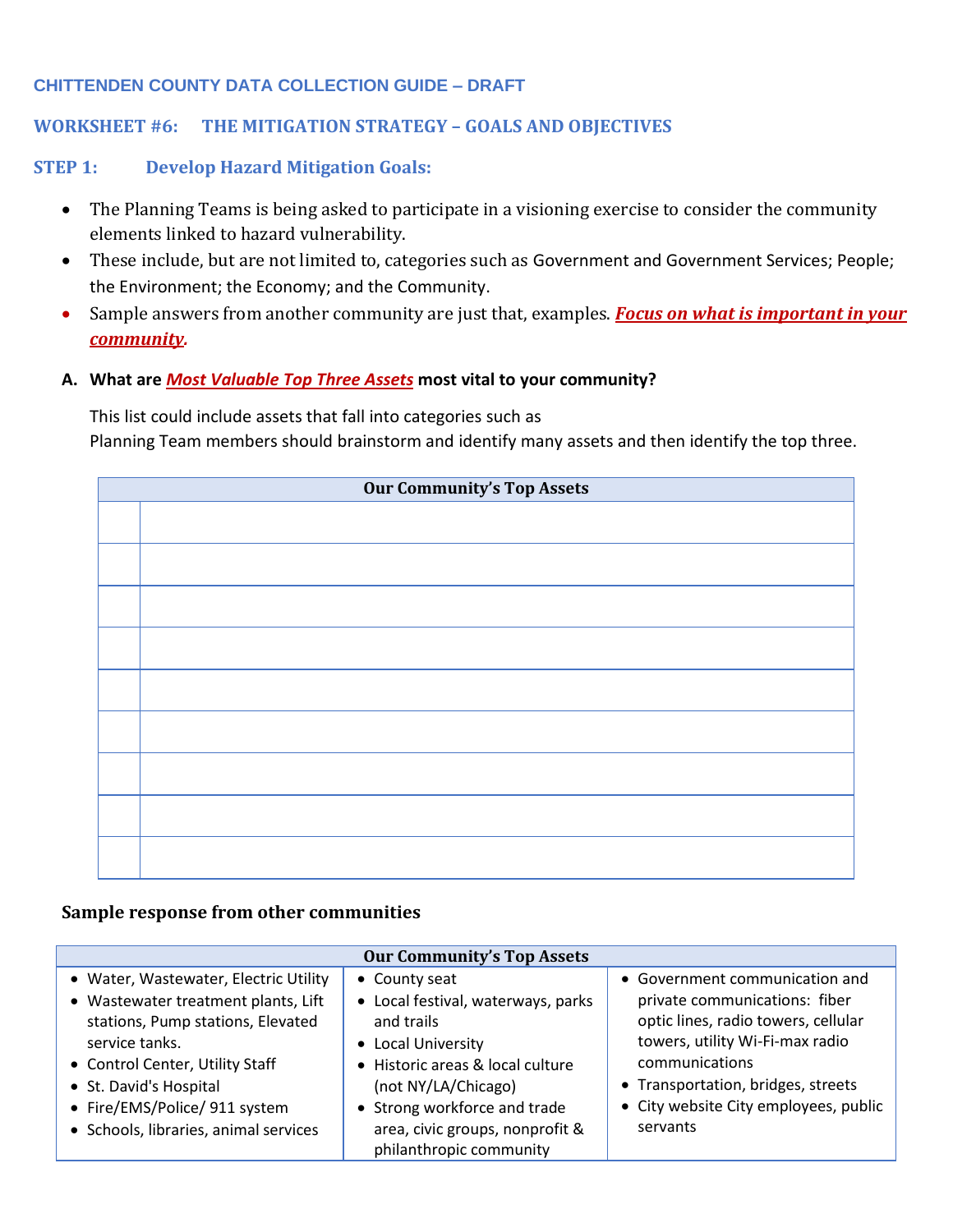# CHITTENDEN COUNTY DATA COLLECTION GUIDE – DRAFT

## WORKSHEET #6: THE MITIGATION STRATEGY – GOALS AND OBJECTIVES

### STEP 1: Develop Hazard Mitigation Goals:

- The Planning Teams is being asked to participate in a visioning exercise to consider the community elements linked to hazard vulnerability.
- These include, but are not limited to, categories such as Government and Government Services; People; the Environment; the Economy; and the Community.
- Sample answers from another community are just that, examples. ***Focus on what is important in your community.***

**A. What are *Most Valuable Top Three Assets* most vital to your community?**

This list could include assets that fall into categories such as
Planning Team members should brainstorm and identify many assets and then identify the top three.

| Our Community's Top Assets | |
|---|---|
| | |
| | |
| | |
| | |
| | |
| | |
| | |
| | |
| | |

**Sample response from other communities**

| Our Community's Top Assets | | |
|---|---|---|
| • Water, Wastewater, Electric Utility<br>• Wastewater treatment plants, Lift stations, Pump stations, Elevated service tanks.<br>• Control Center, Utility Staff<br>• St. David's Hospital<br>• Fire/EMS/Police/ 911 system<br>• Schools, libraries, animal services | • County seat<br>• Local festival, waterways, parks and trails<br>• Local University<br>• Historic areas & local culture (not NY/LA/Chicago)<br>• Strong workforce and trade area, civic groups, nonprofit & philanthropic community | • Government communication and private communications: fiber optic lines, radio towers, cellular towers, utility Wi-Fi-max radio communications<br>• Transportation, bridges, streets<br>• City website City employees, public servants |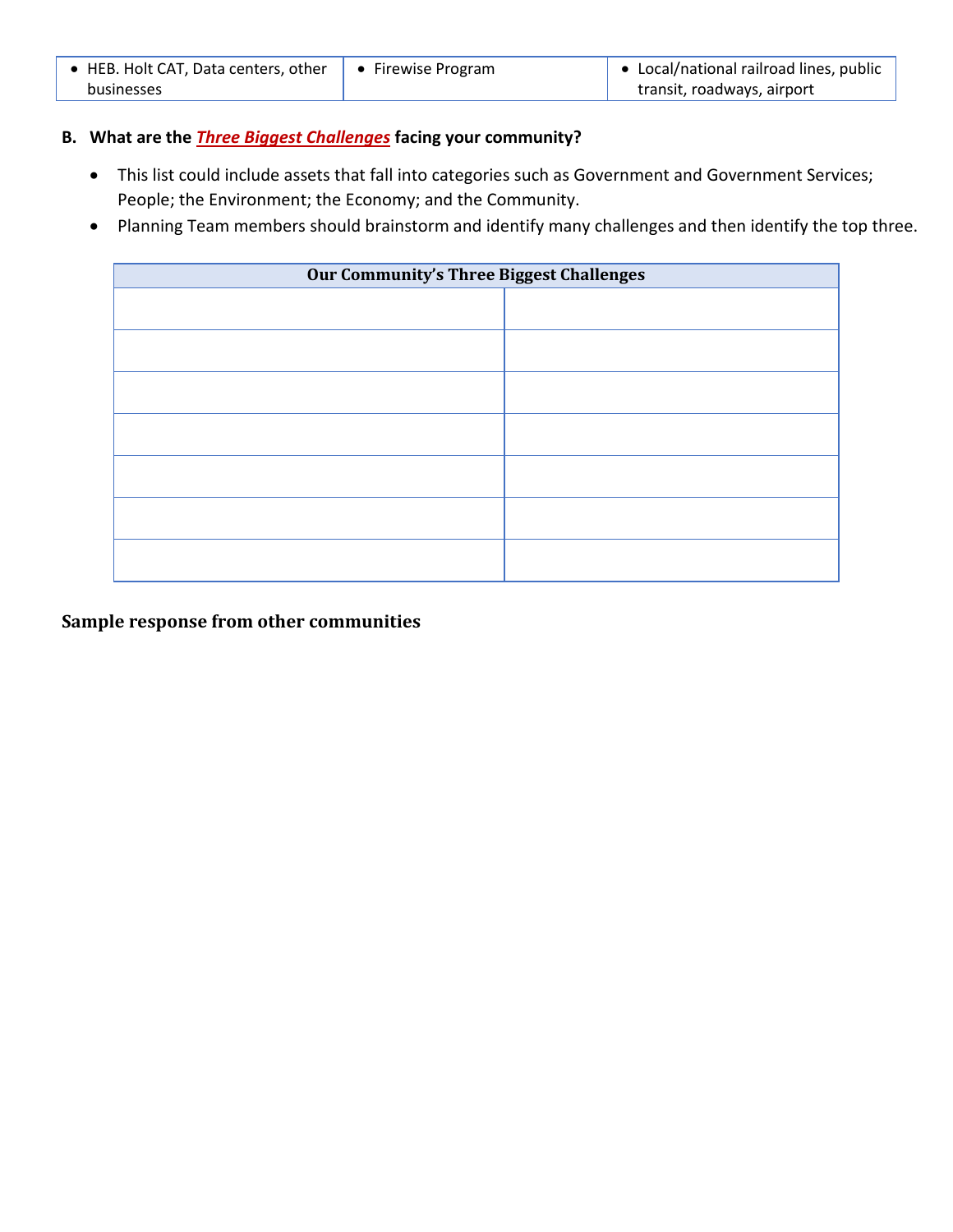| • HEB. Holt CAT, Data centers, other businesses | • Firewise Program | • Local/national railroad lines, public transit, roadways, airport |
|---|---|---|

**B. What are the *Three Biggest Challenges* facing your community?**

- This list could include assets that fall into categories such as Government and Government Services; People; the Environment; the Economy; and the Community.
- Planning Team members should brainstorm and identify many challenges and then identify the top three.

| Our Community's Three Biggest Challenges | |
|---|---|
| | |
| | |
| | |
| | |
| | |
| | |
| | |

**Sample response from other communities**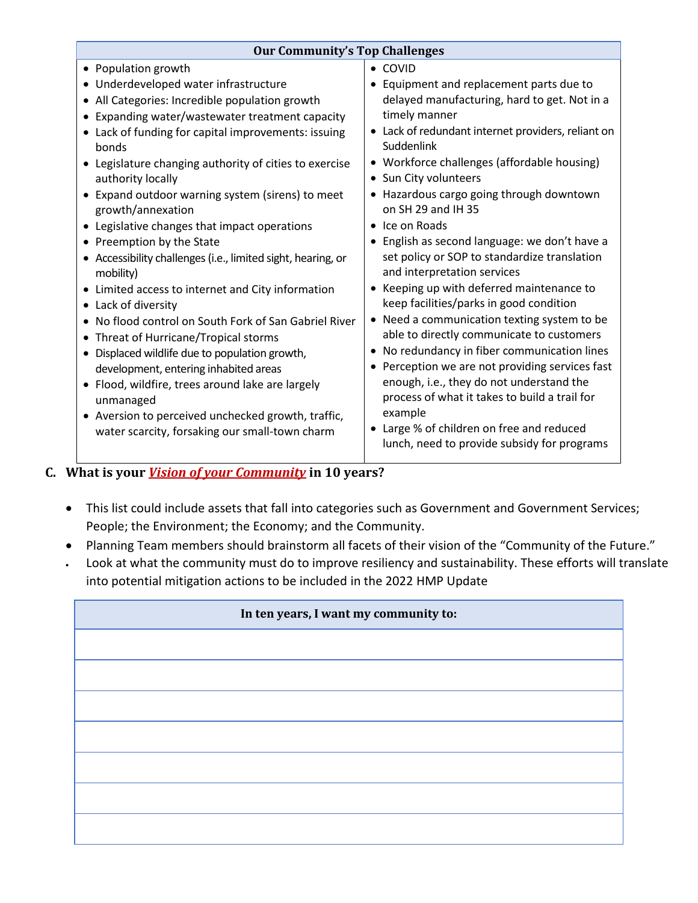| Our Community's Top Challenges | |
|---|---|
| • Population growth<br>• Underdeveloped water infrastructure<br>• All Categories: Incredible population growth<br>• Expanding water/wastewater treatment capacity<br>• Lack of funding for capital improvements: issuing bonds<br>• Legislature changing authority of cities to exercise authority locally<br>• Expand outdoor warning system (sirens) to meet growth/annexation<br>• Legislative changes that impact operations<br>• Preemption by the State<br>• Accessibility challenges (i.e., limited sight, hearing, or mobility)<br>• Limited access to internet and City information<br>• Lack of diversity<br>• No flood control on South Fork of San Gabriel River<br>• Threat of Hurricane/Tropical storms<br>• Displaced wildlife due to population growth, development, entering inhabited areas<br>• Flood, wildfire, trees around lake are largely unmanaged<br>• Aversion to perceived unchecked growth, traffic, water scarcity, forsaking our small-town charm | • COVID<br>• Equipment and replacement parts due to delayed manufacturing, hard to get. Not in a timely manner<br>• Lack of redundant internet providers, reliant on Suddenlink<br>• Workforce challenges (affordable housing)<br>• Sun City volunteers<br>• Hazardous cargo going through downtown on SH 29 and IH 35<br>• Ice on Roads<br>• English as second language: we don't have a set policy or SOP to standardize translation and interpretation services<br>• Keeping up with deferred maintenance to keep facilities/parks in good condition<br>• Need a communication texting system to be able to directly communicate to customers<br>• No redundancy in fiber communication lines<br>• Perception we are not providing services fast enough, i.e., they do not understand the process of what it takes to build a trail for example<br>• Large % of children on free and reduced lunch, need to provide subsidy for programs |

## C. What is your ***Vision of your Community*** in 10 years?

- This list could include assets that fall into categories such as Government and Government Services; People; the Environment; the Economy; and the Community.
- Planning Team members should brainstorm all facets of their vision of the "Community of the Future."
- Look at what the community must do to improve resiliency and sustainability. These efforts will translate into potential mitigation actions to be included in the 2022 HMP Update

| In ten years, I want my community to: |
|---|
| |
| |
| |
| |
| |
| |
| |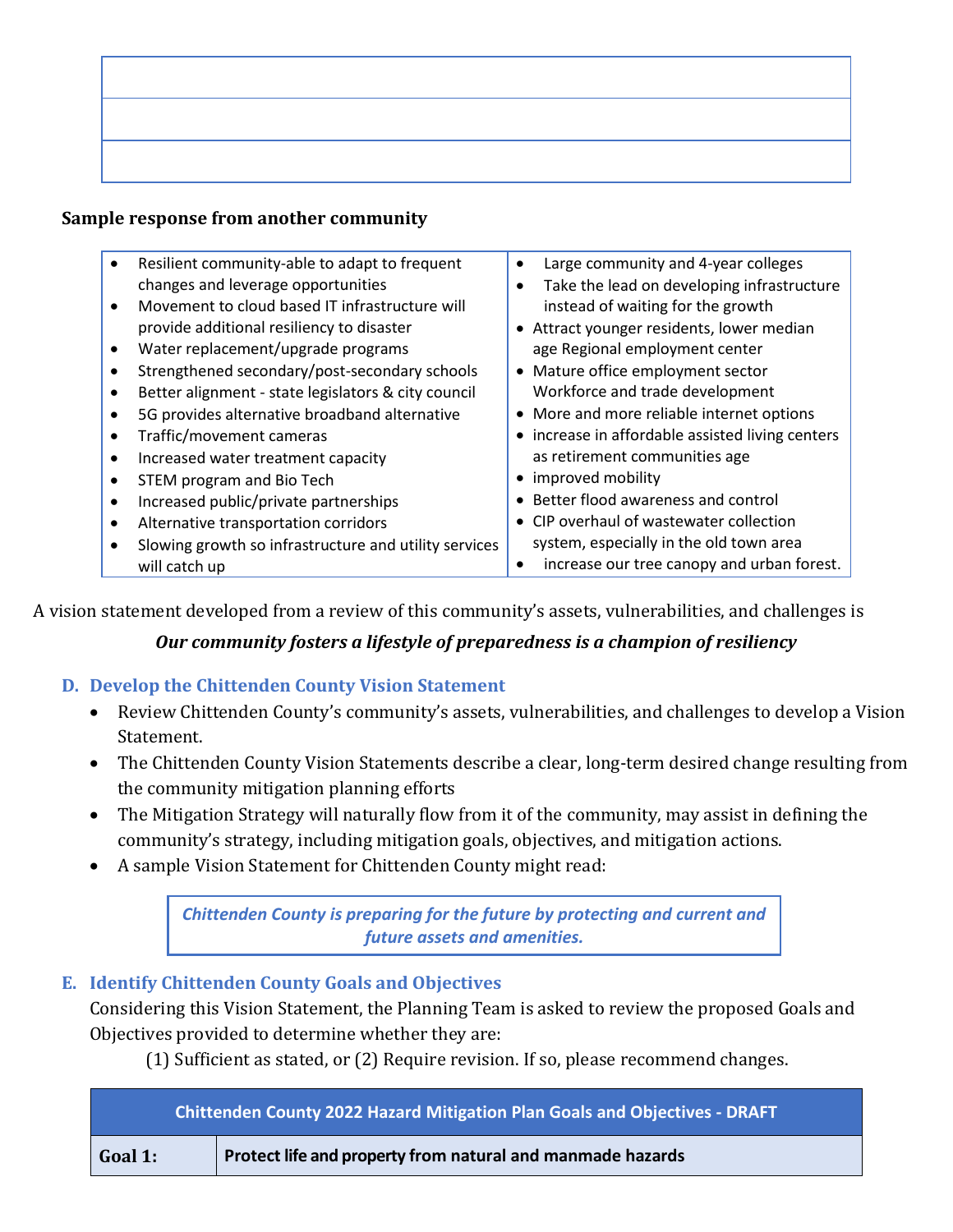| |
|---|
| |
| |
| |

**Sample response from another community**

| | |
|---|---|
| • Resilient community-able to adapt to frequent changes and leverage opportunities<br>• Movement to cloud based IT infrastructure will provide additional resiliency to disaster<br>• Water replacement/upgrade programs<br>• Strengthened secondary/post-secondary schools<br>• Better alignment - state legislators & city council<br>• 5G provides alternative broadband alternative<br>• Traffic/movement cameras<br>• Increased water treatment capacity<br>• STEM program and Bio Tech<br>• Increased public/private partnerships<br>• Alternative transportation corridors<br>• Slowing growth so infrastructure and utility services will catch up | • Large community and 4-year colleges<br>• Take the lead on developing infrastructure instead of waiting for the growth<br>• Attract younger residents, lower median age Regional employment center<br>• Mature office employment sector Workforce and trade development<br>• More and more reliable internet options<br>• increase in affordable assisted living centers as retirement communities age<br>• improved mobility<br>• Better flood awareness and control<br>• CIP overhaul of wastewater collection system, especially in the old town area<br>• increase our tree canopy and urban forest. |

A vision statement developed from a review of this community's assets, vulnerabilities, and challenges is

***Our community fosters a lifestyle of preparedness is a champion of resiliency***

## D. Develop the Chittenden County Vision Statement

- Review Chittenden County's community's assets, vulnerabilities, and challenges to develop a Vision Statement.
- The Chittenden County Vision Statements describe a clear, long-term desired change resulting from the community mitigation planning efforts
- The Mitigation Strategy will naturally flow from it of the community, may assist in defining the community's strategy, including mitigation goals, objectives, and mitigation actions.
- A sample Vision Statement for Chittenden County might read:

> ***Chittenden County is preparing for the future by protecting and current and future assets and amenities.***

## E. Identify Chittenden County Goals and Objectives

Considering this Vision Statement, the Planning Team is asked to review the proposed Goals and Objectives provided to determine whether they are:

(1) Sufficient as stated, or (2) Require revision. If so, please recommend changes.

| Chittenden County 2022 Hazard Mitigation Plan Goals and Objectives - DRAFT | |
|---|---|
| **Goal 1:** | **Protect life and property from natural and manmade hazards** |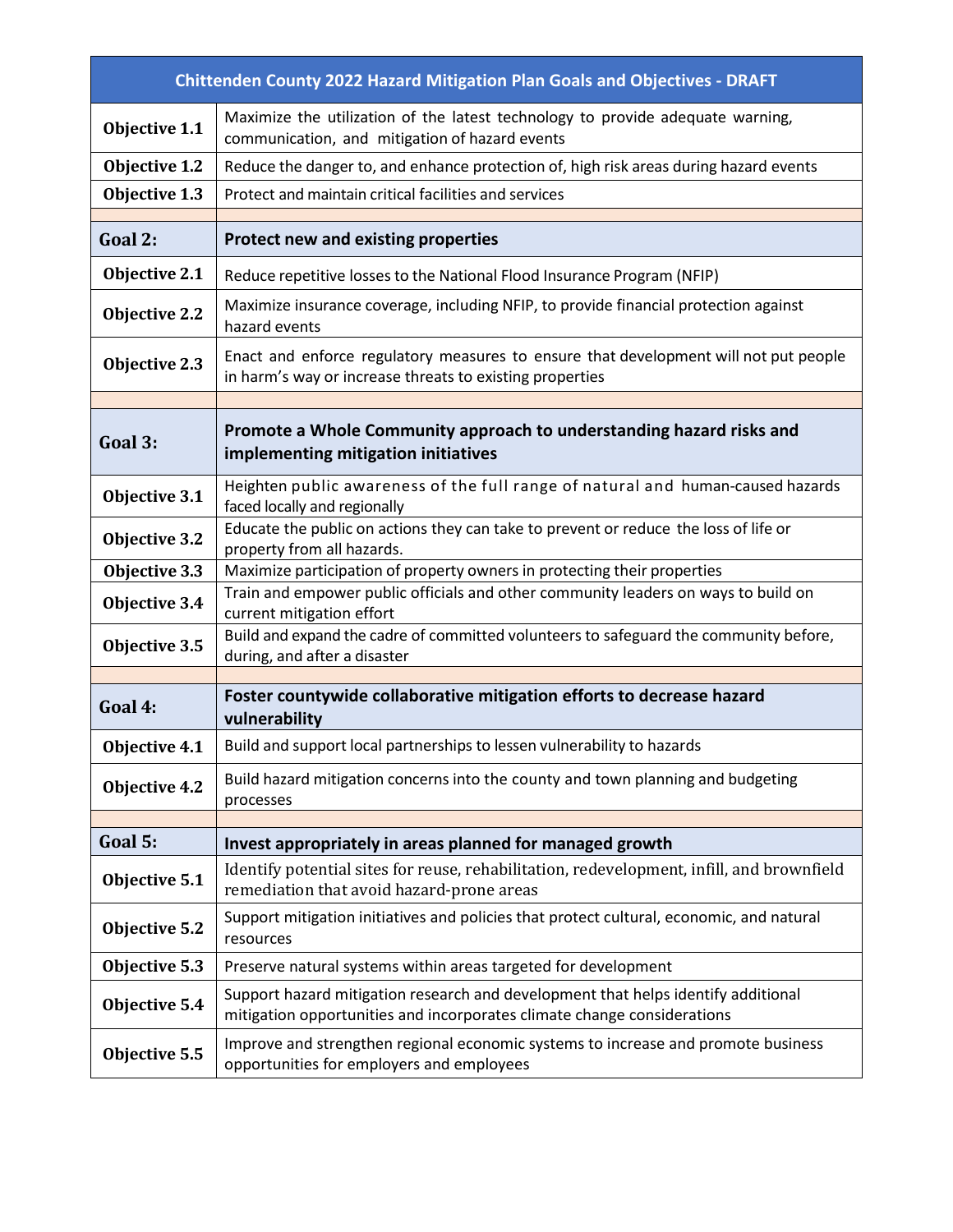| Chittenden County 2022 Hazard Mitigation Plan Goals and Objectives - DRAFT | |
|---|---|
| **Objective 1.1** | Maximize the utilization of the latest technology to provide adequate warning, communication, and mitigation of hazard events |
| **Objective 1.2** | Reduce the danger to, and enhance protection of, high risk areas during hazard events |
| **Objective 1.3** | Protect and maintain critical facilities and services |
| | |
| **Goal 2:** | **Protect new and existing properties** |
| **Objective 2.1** | Reduce repetitive losses to the National Flood Insurance Program (NFIP) |
| **Objective 2.2** | Maximize insurance coverage, including NFIP, to provide financial protection against hazard events |
| **Objective 2.3** | Enact and enforce regulatory measures to ensure that development will not put people in harm's way or increase threats to existing properties |
| | |
| **Goal 3:** | **Promote a Whole Community approach to understanding hazard risks and implementing mitigation initiatives** |
| **Objective 3.1** | Heighten public awareness of the full range of natural and human-caused hazards faced locally and regionally |
| **Objective 3.2** | Educate the public on actions they can take to prevent or reduce the loss of life or property from all hazards. |
| **Objective 3.3** | Maximize participation of property owners in protecting their properties |
| **Objective 3.4** | Train and empower public officials and other community leaders on ways to build on current mitigation effort |
| **Objective 3.5** | Build and expand the cadre of committed volunteers to safeguard the community before, during, and after a disaster |
| | |
| **Goal 4:** | **Foster countywide collaborative mitigation efforts to decrease hazard vulnerability** |
| **Objective 4.1** | Build and support local partnerships to lessen vulnerability to hazards |
| **Objective 4.2** | Build hazard mitigation concerns into the county and town planning and budgeting processes |
| | |
| **Goal 5:** | **Invest appropriately in areas planned for managed growth** |
| **Objective 5.1** | Identify potential sites for reuse, rehabilitation, redevelopment, infill, and brownfield remediation that avoid hazard-prone areas |
| **Objective 5.2** | Support mitigation initiatives and policies that protect cultural, economic, and natural resources |
| **Objective 5.3** | Preserve natural systems within areas targeted for development |
| **Objective 5.4** | Support hazard mitigation research and development that helps identify additional mitigation opportunities and incorporates climate change considerations |
| **Objective 5.5** | Improve and strengthen regional economic systems to increase and promote business opportunities for employers and employees |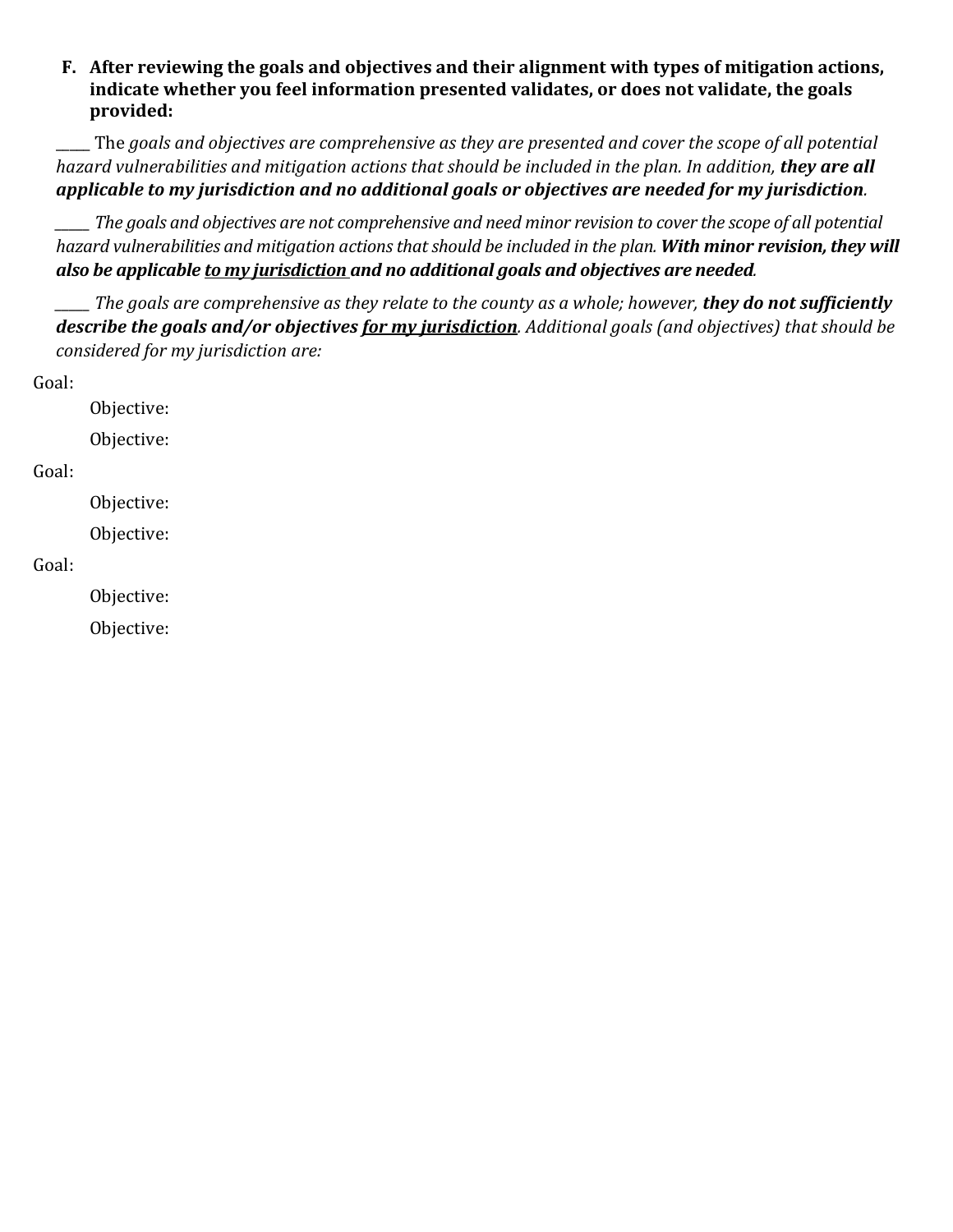**F. After reviewing the goals and objectives and their alignment with types of mitigation actions, indicate whether you feel information presented validates, or does not validate, the goals provided:**

_____ The *goals and objectives are comprehensive as they are presented and cover the scope of all potential hazard vulnerabilities and mitigation actions that should be included in the plan. In addition,* ***they are all applicable to my jurisdiction and no additional goals or objectives are needed for my jurisdiction****.*

_____ *The goals and objectives are not comprehensive and need minor revision to cover the scope of all potential hazard vulnerabilities and mitigation actions that should be included in the plan.* ***With minor revision, they will also be applicable <u>to my jurisdiction</u> and no additional goals and objectives are needed****.*

_____ *The goals are comprehensive as they relate to the county as a whole; however,* ***they do not sufficiently describe the goals and/or objectives <u>for my jurisdiction</u>****. Additional goals (and objectives) that should be considered for my jurisdiction are:*

Goal:

Objective:

Objective:

Goal:

Objective:

Objective:

Goal:

Objective:

Objective: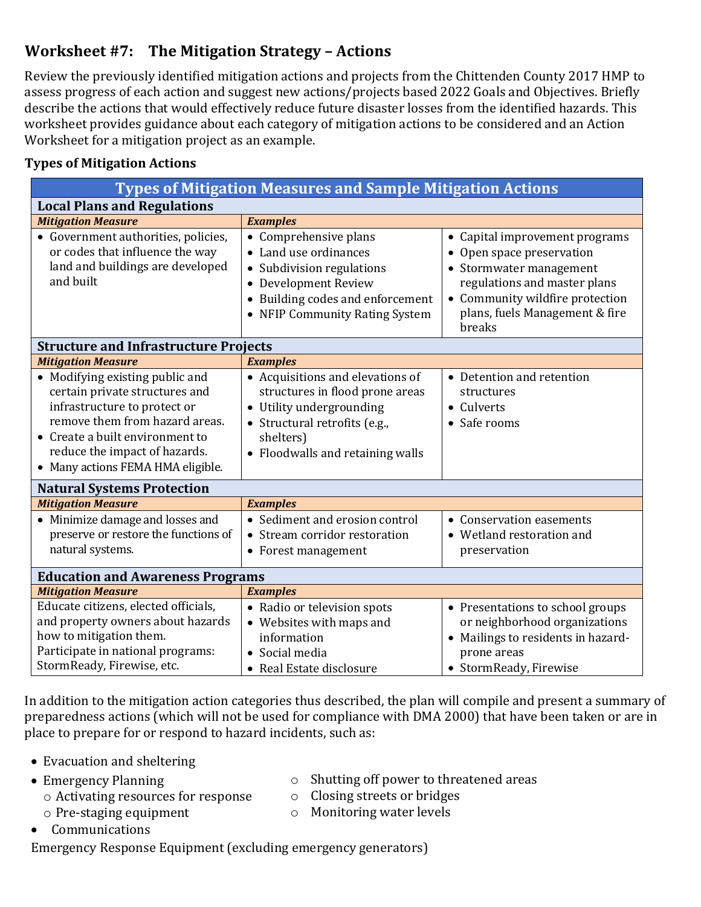## Worksheet #7: The Mitigation Strategy – Actions

Review the previously identified mitigation actions and projects from the Chittenden County 2017 HMP to assess progress of each action and suggest new actions/projects based 2022 Goals and Objectives. Briefly describe the actions that would effectively reduce future disaster losses from the identified hazards. This worksheet provides guidance about each category of mitigation actions to be considered and an Action Worksheet for a mitigation project as an example.

### Types of Mitigation Actions

| Types of Mitigation Measures and Sample Mitigation Actions | | |
|---|---|---|
| **Local Plans and Regulations** | | |
| ***Mitigation Measure*** | ***Examples*** | |
| • Government authorities, policies, or codes that influence the way land and buildings are developed and built | • Comprehensive plans<br>• Land use ordinances<br>• Subdivision regulations<br>• Development Review<br>• Building codes and enforcement<br>• NFIP Community Rating System | • Capital improvement programs<br>• Open space preservation<br>• Stormwater management regulations and master plans<br>• Community wildfire protection plans, fuels Management & fire breaks |
| **Structure and Infrastructure Projects** | | |
| ***Mitigation Measure*** | ***Examples*** | |
| • Modifying existing public and certain private structures and infrastructure to protect or remove them from hazard areas.<br>• Create a built environment to reduce the impact of hazards.<br>• Many actions FEMA HMA eligible. | • Acquisitions and elevations of structures in flood prone areas<br>• Utility undergrounding<br>• Structural retrofits (e.g., shelters)<br>• Floodwalls and retaining walls | • Detention and retention structures<br>• Culverts<br>• Safe rooms |
| **Natural Systems Protection** | | |
| ***Mitigation Measure*** | ***Examples*** | |
| • Minimize damage and losses and preserve or restore the functions of natural systems. | • Sediment and erosion control<br>• Stream corridor restoration<br>• Forest management | • Conservation easements<br>• Wetland restoration and preservation |
| **Education and Awareness Programs** | | |
| ***Mitigation Measure*** | ***Examples*** | |
| Educate citizens, elected officials, and property owners about hazards how to mitigation them.<br>Participate in national programs: StormReady, Firewise, etc. | • Radio or television spots<br>• Websites with maps and information<br>• Social media<br>• Real Estate disclosure | • Presentations to school groups or neighborhood organizations<br>• Mailings to residents in hazard-prone areas<br>• StormReady, Firewise |

In addition to the mitigation action categories thus described, the plan will compile and present a summary of preparedness actions (which will not be used for compliance with DMA 2000) that have been taken or are in place to prepare for or respond to hazard incidents, such as:

- Evacuation and sheltering
- Emergency Planning
  - Activating resources for response
  - Pre-staging equipment
  - Shutting off power to threatened areas
  - Closing streets or bridges
  - Monitoring water levels
- Communications

Emergency Response Equipment (excluding emergency generators)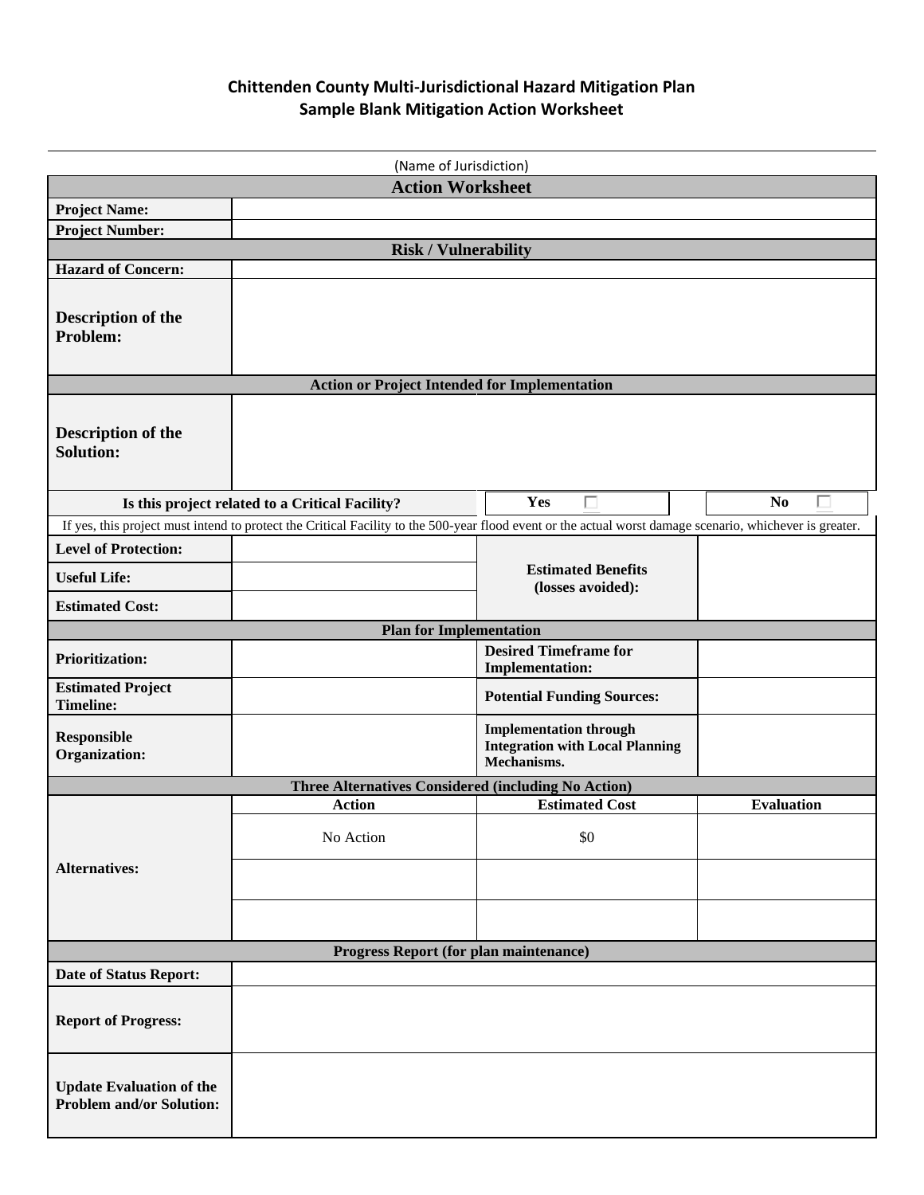# Chittenden County Multi-Jurisdictional Hazard Mitigation Plan
## Sample Blank Mitigation Action Worksheet

(Name of Jurisdiction)

| **Action Worksheet** | | | |
|---|---|---|---|
| **Project Name:** | | | |
| **Project Number:** | | | |
| **Risk / Vulnerability** | | | |
| **Hazard of Concern:** | | | |
| **Description of the Problem:** | | | |
| **Action or Project Intended for Implementation** | | | |
| **Description of the Solution:** | | | |
| **Is this project related to a Critical Facility?** | | **Yes** ☐ | **No** ☐ |
| If yes, this project must intend to protect the Critical Facility to the 500-year flood event or the actual worst damage scenario, whichever is greater. | | | |
| **Level of Protection:** | | **Estimated Benefits (losses avoided):** | |
| **Useful Life:** | | | |
| **Estimated Cost:** | | | |
| **Plan for Implementation** | | | |
| **Prioritization:** | | **Desired Timeframe for Implementation:** | |
| **Estimated Project Timeline:** | | **Potential Funding Sources:** | |
| **Responsible Organization:** | | **Implementation through Integration with Local Planning Mechanisms.** | |
| **Three Alternatives Considered (including No Action)** | | | |
| **Alternatives:** | **Action** | **Estimated Cost** | **Evaluation** |
| | No Action | $0 | |
| | | | |
| | | | |
| **Progress Report (for plan maintenance)** | | | |
| **Date of Status Report:** | | | |
| **Report of Progress:** | | | |
| **Update Evaluation of the Problem and/or Solution:** | | | |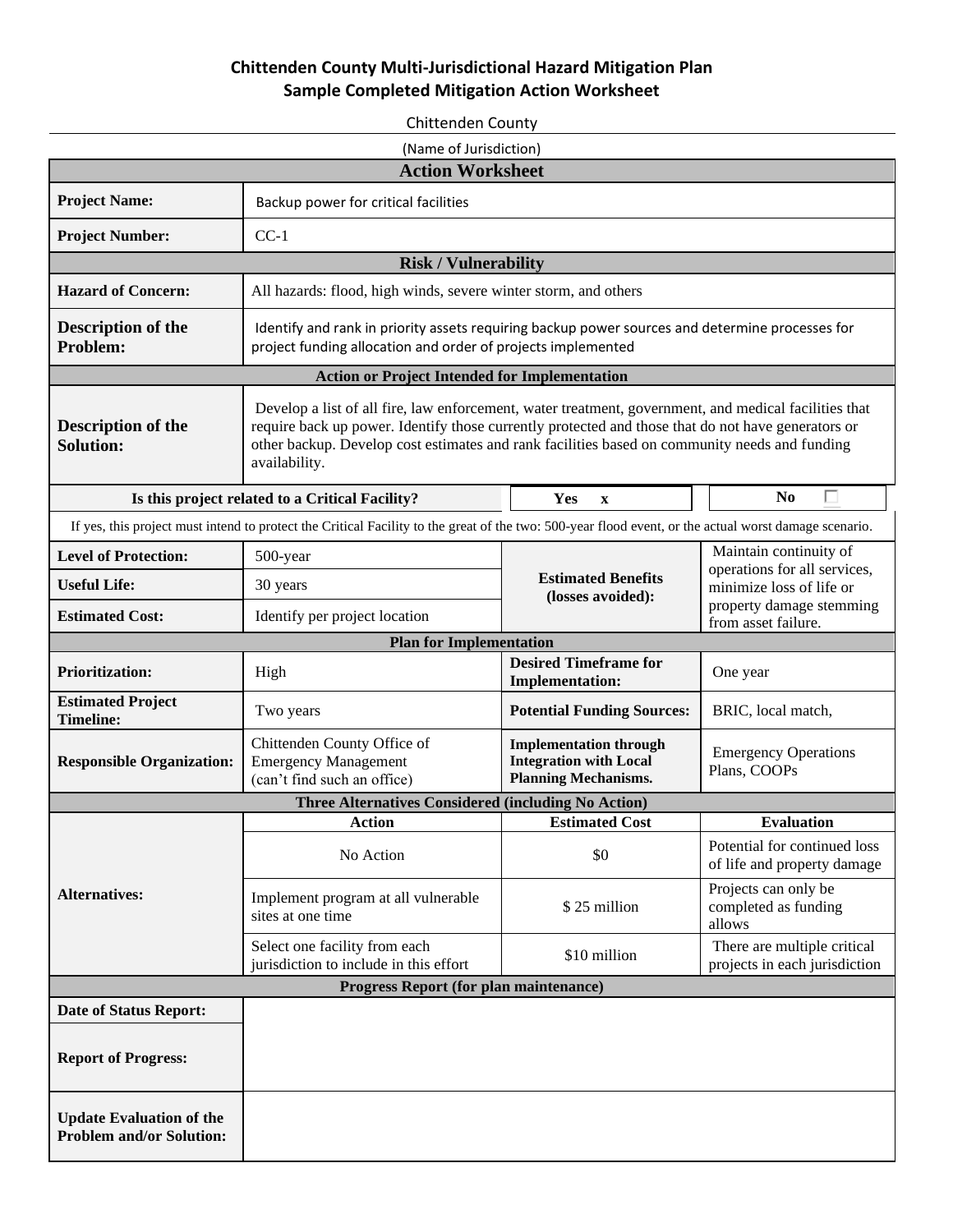# Chittenden County Multi-Jurisdictional Hazard Mitigation Plan
## Sample Completed Mitigation Action Worksheet

Chittenden County

(Name of Jurisdiction)

| Action Worksheet | | | |
|---|---|---|---|
| **Project Name:** | Backup power for critical facilities | | |
| **Project Number:** | CC-1 | | |
| **Risk / Vulnerability** | | | |
| **Hazard of Concern:** | All hazards: flood, high winds, severe winter storm, and others | | |
| **Description of the Problem:** | Identify and rank in priority assets requiring backup power sources and determine processes for project funding allocation and order of projects implemented | | |
| **Action or Project Intended for Implementation** | | | |
| **Description of the Solution:** | Develop a list of all fire, law enforcement, water treatment, government, and medical facilities that require back up power. Identify those currently protected and those that do not have generators or other backup. Develop cost estimates and rank facilities based on community needs and funding availability. | | |
| **Is this project related to a Critical Facility?** | | **Yes** x | **No** ☐ |
| If yes, this project must intend to protect the Critical Facility to the great of the two: 500-year flood event, or the actual worst damage scenario. | | | |
| **Level of Protection:** | 500-year | **Estimated Benefits (losses avoided):** | Maintain continuity of operations for all services, minimize loss of life or property damage stemming from asset failure. |
| **Useful Life:** | 30 years | | |
| **Estimated Cost:** | Identify per project location | | |
| **Plan for Implementation** | | | |
| **Prioritization:** | High | **Desired Timeframe for Implementation:** | One year |
| **Estimated Project Timeline:** | Two years | **Potential Funding Sources:** | BRIC, local match, |
| **Responsible Organization:** | Chittenden County Office of Emergency Management (can't find such an office) | **Implementation through Integration with Local Planning Mechanisms.** | Emergency Operations Plans, COOPs |
| **Three Alternatives Considered (including No Action)** | | | |
| **Alternatives:** | **Action** | **Estimated Cost** | **Evaluation** |
| | No Action | $0 | Potential for continued loss of life and property damage |
| | Implement program at all vulnerable sites at one time | $ 25 million | Projects can only be completed as funding allows |
| | Select one facility from each jurisdiction to include in this effort | $10 million | There are multiple critical projects in each jurisdiction |
| **Progress Report (for plan maintenance)** | | | |
| **Date of Status Report:** | | | |
| **Report of Progress:** | | | |
| **Update Evaluation of the Problem and/or Solution:** | | | |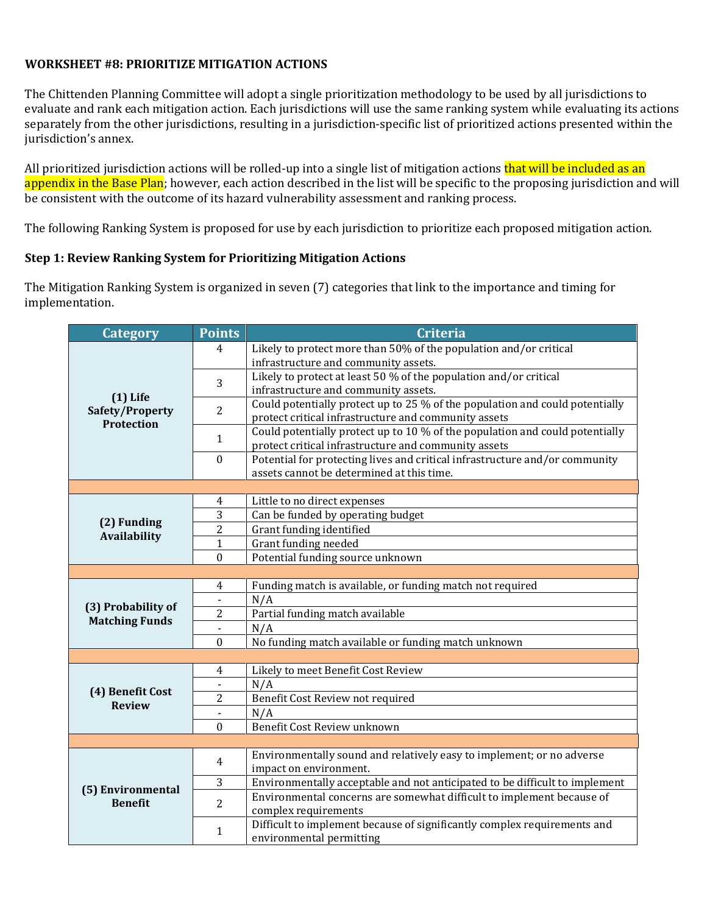**WORKSHEET #8: PRIORITIZE MITIGATION ACTIONS**

The Chittenden Planning Committee will adopt a single prioritization methodology to be used by all jurisdictions to evaluate and rank each mitigation action. Each jurisdictions will use the same ranking system while evaluating its actions separately from the other jurisdictions, resulting in a jurisdiction-specific list of prioritized actions presented within the jurisdiction's annex.

All prioritized jurisdiction actions will be rolled-up into a single list of mitigation actions that will be included as an appendix in the Base Plan; however, each action described in the list will be specific to the proposing jurisdiction and will be consistent with the outcome of its hazard vulnerability assessment and ranking process.

The following Ranking System is proposed for use by each jurisdiction to prioritize each proposed mitigation action.

**Step 1: Review Ranking System for Prioritizing Mitigation Actions**

The Mitigation Ranking System is organized in seven (7) categories that link to the importance and timing for implementation.

| Category | Points | Criteria |
|---|---|---|
| **(1) Life Safety/Property Protection** | 4 | Likely to protect more than 50% of the population and/or critical infrastructure and community assets. |
| | 3 | Likely to protect at least 50 % of the population and/or critical infrastructure and community assets. |
| | 2 | Could potentially protect up to 25 % of the population and could potentially protect critical infrastructure and community assets |
| | 1 | Could potentially protect up to 10 % of the population and could potentially protect critical infrastructure and community assets |
| | 0 | Potential for protecting lives and critical infrastructure and/or community assets cannot be determined at this time. |
| | | |
| **(2) Funding Availability** | 4 | Little to no direct expenses |
| | 3 | Can be funded by operating budget |
| | 2 | Grant funding identified |
| | 1 | Grant funding needed |
| | 0 | Potential funding source unknown |
| | | |
| **(3) Probability of Matching Funds** | 4 | Funding match is available, or funding match not required |
| | - | N/A |
| | 2 | Partial funding match available |
| | - | N/A |
| | 0 | No funding match available or funding match unknown |
| | | |
| **(4) Benefit Cost Review** | 4 | Likely to meet Benefit Cost Review |
| | - | N/A |
| | 2 | Benefit Cost Review not required |
| | - | N/A |
| | 0 | Benefit Cost Review unknown |
| | | |
| **(5) Environmental Benefit** | 4 | Environmentally sound and relatively easy to implement; or no adverse impact on environment. |
| | 3 | Environmentally acceptable and not anticipated to be difficult to implement |
| | 2 | Environmental concerns are somewhat difficult to implement because of complex requirements |
| | 1 | Difficult to implement because of significantly complex requirements and environmental permitting |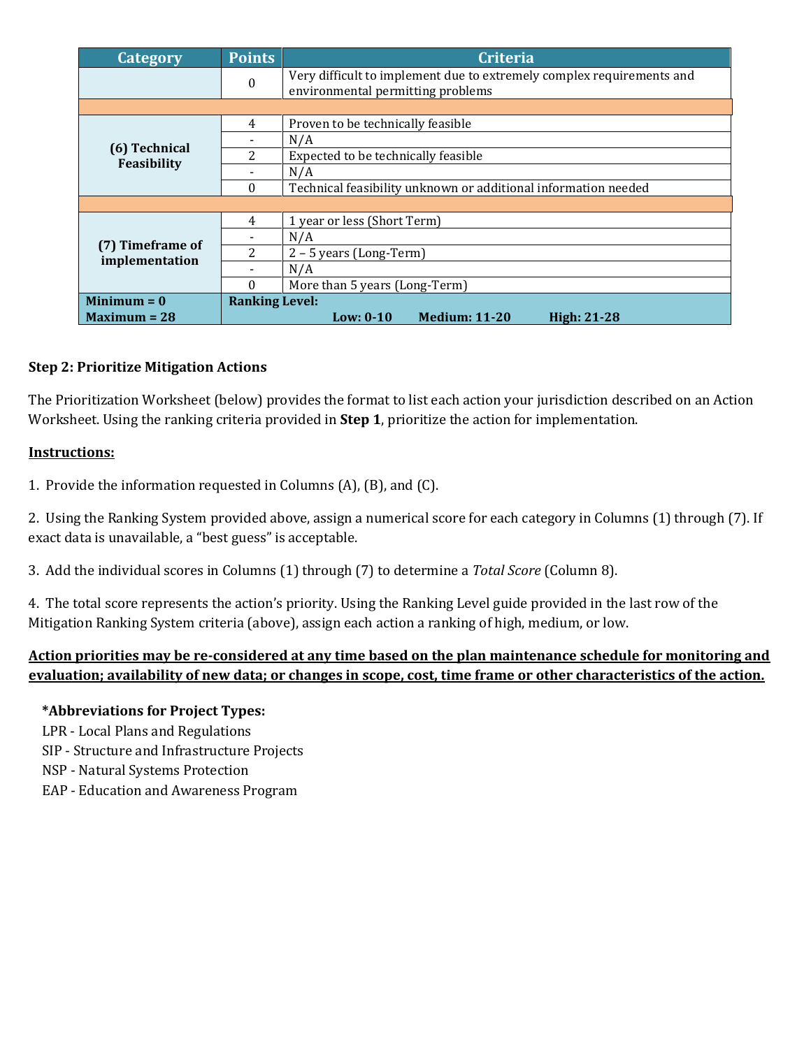| Category | Points | Criteria |
| --- | --- | --- |
| | 0 | Very difficult to implement due to extremely complex requirements and environmental permitting problems |
| | | |
| (6) Technical Feasibility | 4 | Proven to be technically feasible |
| | - | N/A |
| | 2 | Expected to be technically feasible |
| | - | N/A |
| | 0 | Technical feasibility unknown or additional information needed |
| | | |
| (7) Timeframe of implementation | 4 | 1 year or less (Short Term) |
| | - | N/A |
| | 2 | 2 – 5 years (Long-Term) |
| | - | N/A |
| | 0 | More than 5 years (Long-Term) |
| **Minimum = 0** **Maximum = 28** | **Ranking Level:** **Low: 0-10 Medium: 11-20 High: 21-28** | |

**Step 2: Prioritize Mitigation Actions**

The Prioritization Worksheet (below) provides the format to list each action your jurisdiction described on an Action Worksheet. Using the ranking criteria provided in **Step 1**, prioritize the action for implementation.

**Instructions:**

1. Provide the information requested in Columns (A), (B), and (C).

2. Using the Ranking System provided above, assign a numerical score for each category in Columns (1) through (7). If exact data is unavailable, a "best guess" is acceptable.

3. Add the individual scores in Columns (1) through (7) to determine a *Total Score* (Column 8).

4. The total score represents the action's priority. Using the Ranking Level guide provided in the last row of the Mitigation Ranking System criteria (above), assign each action a ranking of high, medium, or low.

**Action priorities may be re-considered at any time based on the plan maintenance schedule for monitoring and evaluation; availability of new data; or changes in scope, cost, time frame or other characteristics of the action.**

**\*Abbreviations for Project Types:**

LPR - Local Plans and Regulations
SIP - Structure and Infrastructure Projects
NSP - Natural Systems Protection
EAP - Education and Awareness Program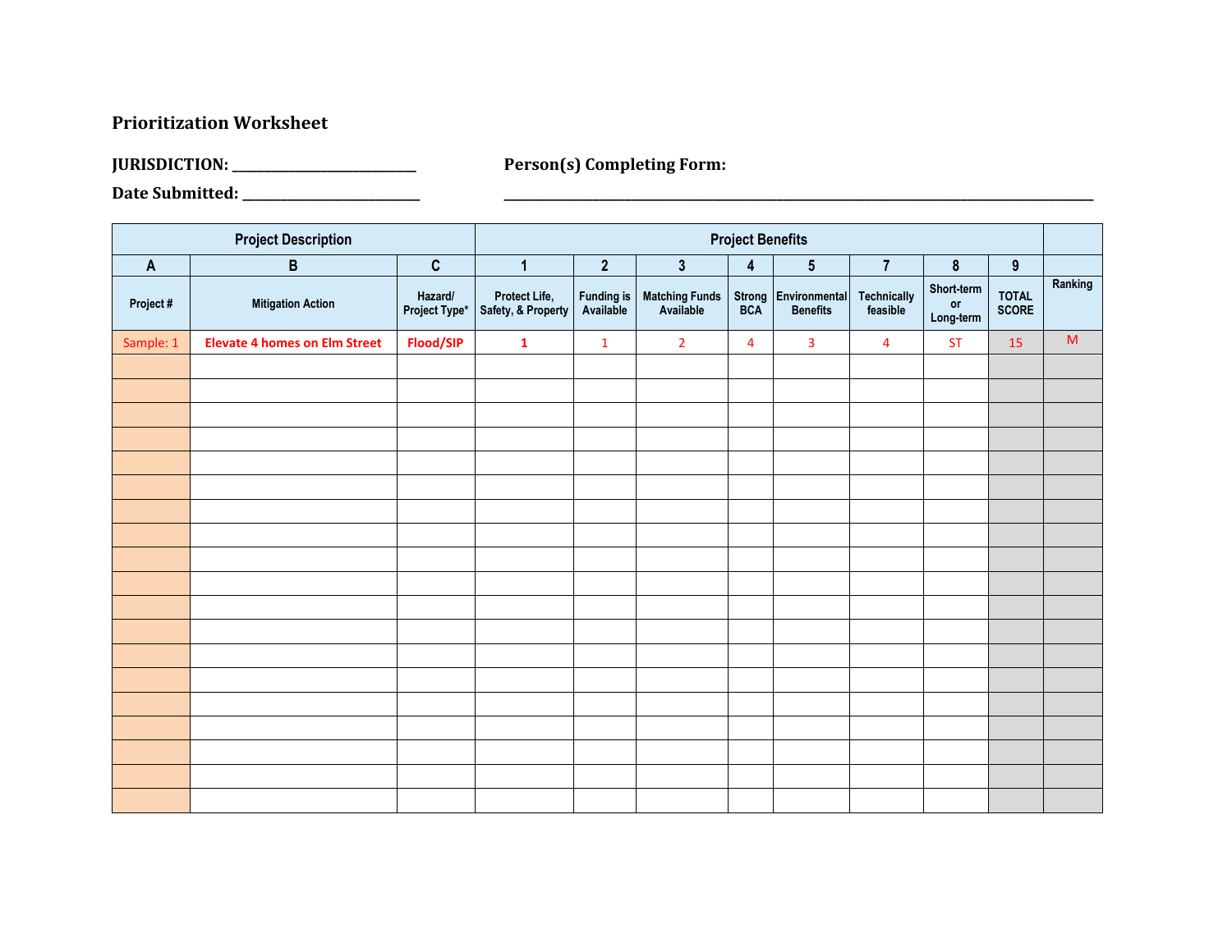# Prioritization Worksheet

**JURISDICTION: \_\_\_\_\_\_\_\_\_\_\_\_\_\_\_\_\_\_\_\_\_\_\_\_\_\_** **Person(s) Completing Form:**

**Date Submitted: \_\_\_\_\_\_\_\_\_\_\_\_\_\_\_\_\_\_\_\_\_\_\_\_\_** \_\_\_\_\_\_\_\_\_\_\_\_\_\_\_\_\_\_\_\_\_\_\_\_\_\_\_\_\_\_\_\_\_\_\_\_\_\_\_\_\_\_\_\_\_\_\_\_\_\_\_\_\_\_\_\_\_\_\_\_\_\_\_\_\_\_\_\_\_\_\_\_\_\_\_\_\_\_\_\_\_\_

| Project Description | | | Project Benefits | | | | | | | | |
|---|---|---|---|---|---|---|---|---|---|---|---|
| A | B | C | 1 | 2 | 3 | 4 | 5 | 7 | 8 | 9 | |
| Project # | Mitigation Action | Hazard/ Project Type* | Protect Life, Safety, & Property | Funding is Available | Matching Funds Available | Strong BCA | Environmental Benefits | Technically feasible | Short-term or Long-term | TOTAL SCORE | Ranking |
| Sample: 1 | Elevate 4 homes on Elm Street | Flood/SIP | 1 | 1 | 2 | 4 | 3 | 4 | ST | 15 | M |
| | | | | | | | | | | | |
| | | | | | | | | | | | |
| | | | | | | | | | | | |
| | | | | | | | | | | | |
| | | | | | | | | | | | |
| | | | | | | | | | | | |
| | | | | | | | | | | | |
| | | | | | | | | | | | |
| | | | | | | | | | | | |
| | | | | | | | | | | | |
| | | | | | | | | | | | |
| | | | | | | | | | | | |
| | | | | | | | | | | | |
| | | | | | | | | | | | |
| | | | | | | | | | | | |
| | | | | | | | | | | | |
| | | | | | | | | | | | |
| | | | | | | | | | | | |
| | | | | | | | | | | | |